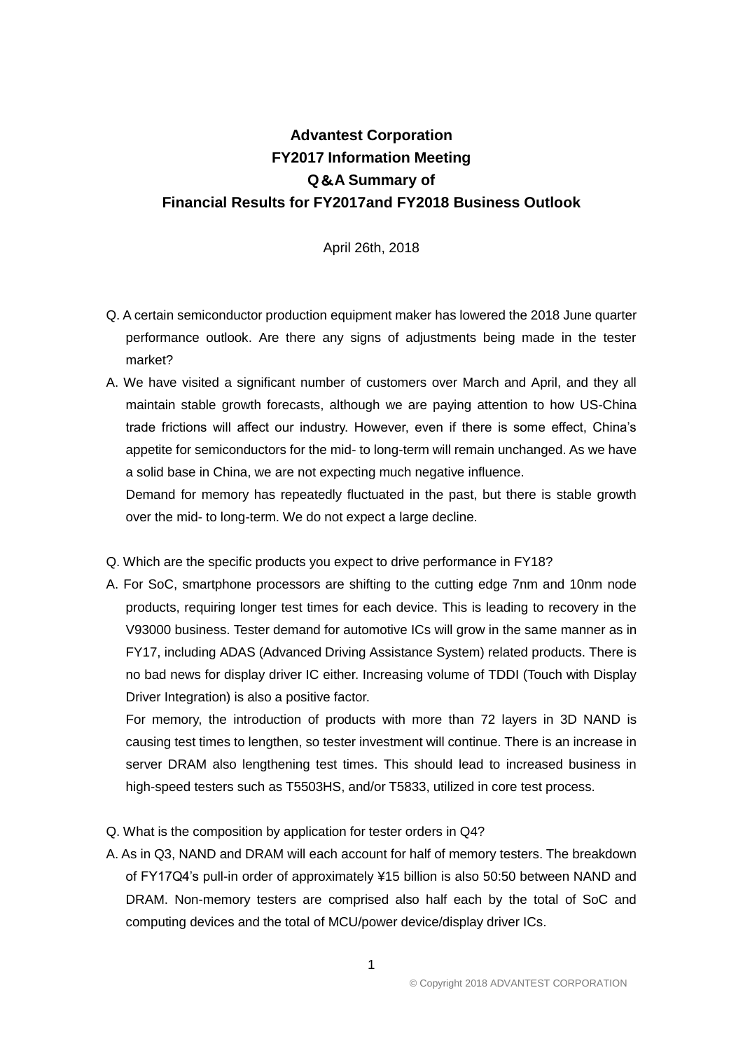# Advantest Corporation
# FY2017 Information Meeting
# Q＆A Summary of
# Financial Results for FY2017and FY2018 Business Outlook

April 26th, 2018

Q. A certain semiconductor production equipment maker has lowered the 2018 June quarter performance outlook. Are there any signs of adjustments being made in the tester market?

A. We have visited a significant number of customers over March and April, and they all maintain stable growth forecasts, although we are paying attention to how US-China trade frictions will affect our industry. However, even if there is some effect, China's appetite for semiconductors for the mid- to long-term will remain unchanged. As we have a solid base in China, we are not expecting much negative influence.

Demand for memory has repeatedly fluctuated in the past, but there is stable growth over the mid- to long-term. We do not expect a large decline.

Q. Which are the specific products you expect to drive performance in FY18?

A. For SoC, smartphone processors are shifting to the cutting edge 7nm and 10nm node products, requiring longer test times for each device. This is leading to recovery in the V93000 business. Tester demand for automotive ICs will grow in the same manner as in FY17, including ADAS (Advanced Driving Assistance System) related products. There is no bad news for display driver IC either. Increasing volume of TDDI (Touch with Display Driver Integration) is also a positive factor.

For memory, the introduction of products with more than 72 layers in 3D NAND is causing test times to lengthen, so tester investment will continue. There is an increase in server DRAM also lengthening test times. This should lead to increased business in high-speed testers such as T5503HS, and/or T5833, utilized in core test process.

Q. What is the composition by application for tester orders in Q4?

A. As in Q3, NAND and DRAM will each account for half of memory testers. The breakdown of FY17Q4's pull-in order of approximately ¥15 billion is also 50:50 between NAND and DRAM. Non-memory testers are comprised also half each by the total of SoC and computing devices and the total of MCU/power device/display driver ICs.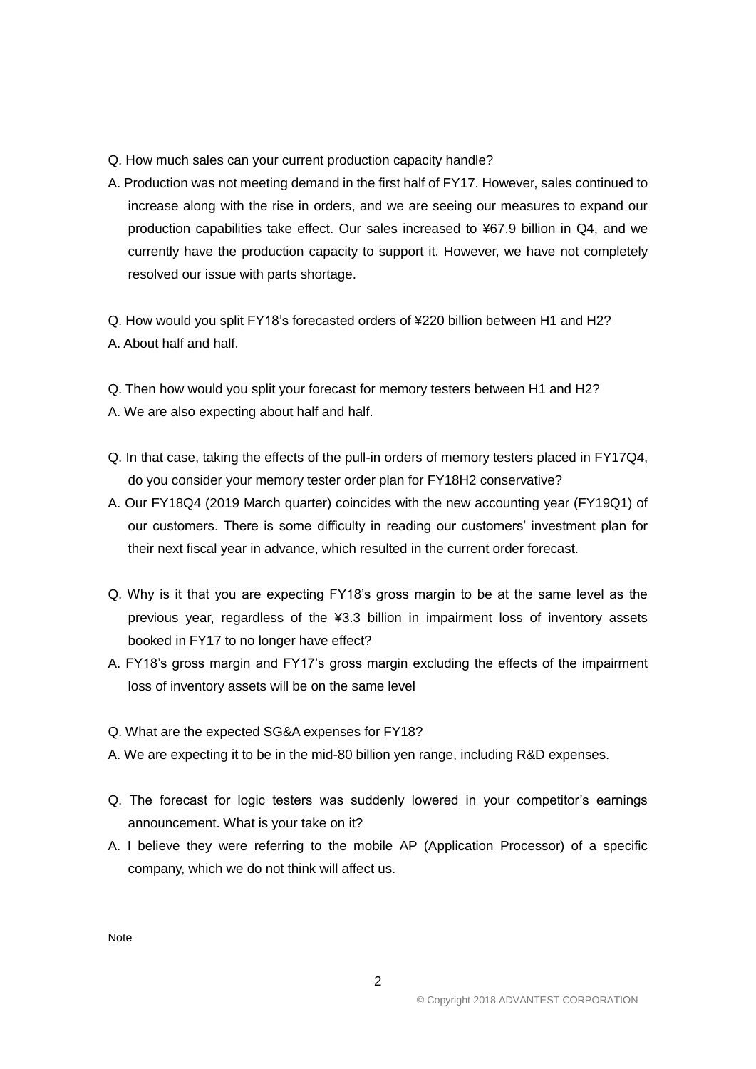Q. How much sales can your current production capacity handle?

A. Production was not meeting demand in the first half of FY17. However, sales continued to increase along with the rise in orders, and we are seeing our measures to expand our production capabilities take effect. Our sales increased to ¥67.9 billion in Q4, and we currently have the production capacity to support it. However, we have not completely resolved our issue with parts shortage.

Q. How would you split FY18's forecasted orders of ¥220 billion between H1 and H2?

A. About half and half.

Q. Then how would you split your forecast for memory testers between H1 and H2?

A. We are also expecting about half and half.

Q. In that case, taking the effects of the pull-in orders of memory testers placed in FY17Q4, do you consider your memory tester order plan for FY18H2 conservative?

A. Our FY18Q4 (2019 March quarter) coincides with the new accounting year (FY19Q1) of our customers. There is some difficulty in reading our customers' investment plan for their next fiscal year in advance, which resulted in the current order forecast.

Q. Why is it that you are expecting FY18's gross margin to be at the same level as the previous year, regardless of the ¥3.3 billion in impairment loss of inventory assets booked in FY17 to no longer have effect?

A. FY18's gross margin and FY17's gross margin excluding the effects of the impairment loss of inventory assets will be on the same level

Q. What are the expected SG&A expenses for FY18?

A. We are expecting it to be in the mid-80 billion yen range, including R&D expenses.

Q. The forecast for logic testers was suddenly lowered in your competitor's earnings announcement. What is your take on it?

A. I believe they were referring to the mobile AP (Application Processor) of a specific company, which we do not think will affect us.

Note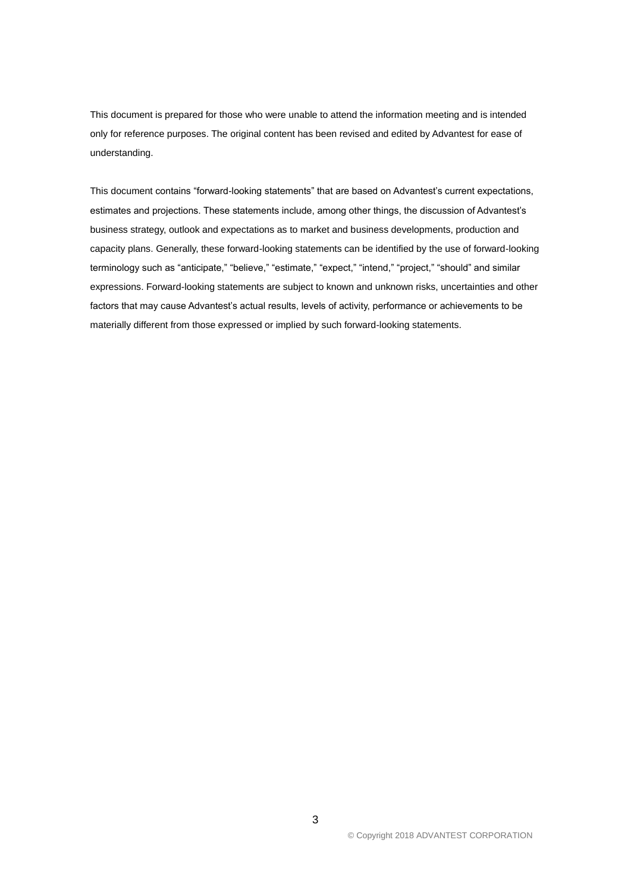This document is prepared for those who were unable to attend the information meeting and is intended only for reference purposes. The original content has been revised and edited by Advantest for ease of understanding.

This document contains "forward-looking statements" that are based on Advantest's current expectations, estimates and projections. These statements include, among other things, the discussion of Advantest's business strategy, outlook and expectations as to market and business developments, production and capacity plans. Generally, these forward-looking statements can be identified by the use of forward-looking terminology such as "anticipate," "believe," "estimate," "expect," "intend," "project," "should" and similar expressions. Forward-looking statements are subject to known and unknown risks, uncertainties and other factors that may cause Advantest's actual results, levels of activity, performance or achievements to be materially different from those expressed or implied by such forward-looking statements.